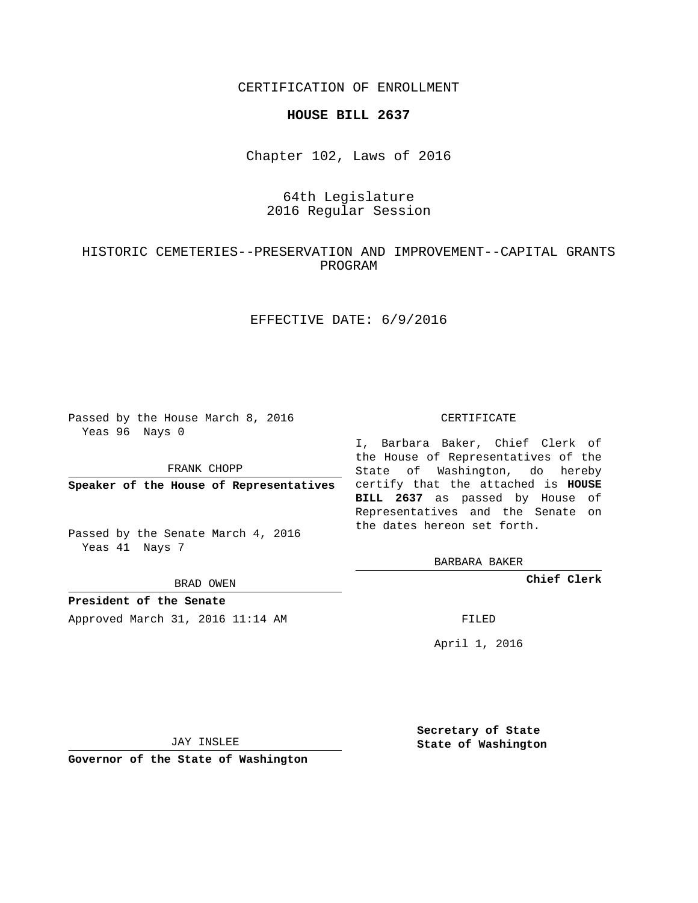CERTIFICATION OF ENROLLMENT

**HOUSE BILL 2637**

Chapter 102, Laws of 2016

64th Legislature
2016 Regular Session

HISTORIC CEMETERIES--PRESERVATION AND IMPROVEMENT--CAPITAL GRANTS PROGRAM

EFFECTIVE DATE: 6/9/2016

Passed by the House March 8, 2016
Yeas 96 Nays 0

FRANK CHOPP

**Speaker of the House of Representatives**

Passed by the Senate March 4, 2016
Yeas 41 Nays 7

BRAD OWEN

**President of the Senate**

Approved March 31, 2016 11:14 AM

JAY INSLEE

**Governor of the State of Washington**

CERTIFICATE

I, Barbara Baker, Chief Clerk of the House of Representatives of the State of Washington, do hereby certify that the attached is **HOUSE BILL 2637** as passed by House of Representatives and the Senate on the dates hereon set forth.

BARBARA BAKER

**Chief Clerk**

FILED

April 1, 2016

**Secretary of State**
**State of Washington**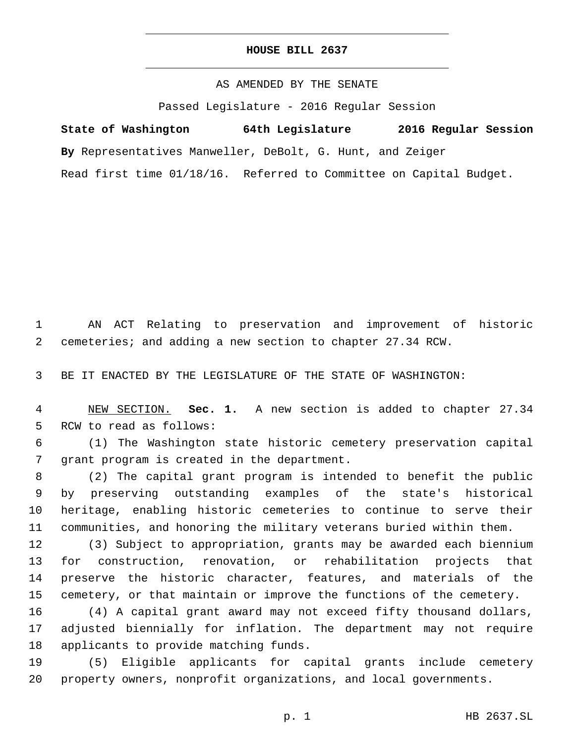# HOUSE BILL 2637

AS AMENDED BY THE SENATE

Passed Legislature - 2016 Regular Session

**State of Washington 64th Legislature 2016 Regular Session**

**By** Representatives Manweller, DeBolt, G. Hunt, and Zeiger

Read first time 01/18/16. Referred to Committee on Capital Budget.

AN ACT Relating to preservation and improvement of historic cemeteries; and adding a new section to chapter 27.34 RCW.

BE IT ENACTED BY THE LEGISLATURE OF THE STATE OF WASHINGTON:

NEW SECTION. **Sec. 1.** A new section is added to chapter 27.34 RCW to read as follows:

(1) The Washington state historic cemetery preservation capital grant program is created in the department.

(2) The capital grant program is intended to benefit the public by preserving outstanding examples of the state's historical heritage, enabling historic cemeteries to continue to serve their communities, and honoring the military veterans buried within them.

(3) Subject to appropriation, grants may be awarded each biennium for construction, renovation, or rehabilitation projects that preserve the historic character, features, and materials of the cemetery, or that maintain or improve the functions of the cemetery.

(4) A capital grant award may not exceed fifty thousand dollars, adjusted biennially for inflation. The department may not require applicants to provide matching funds.

(5) Eligible applicants for capital grants include cemetery property owners, nonprofit organizations, and local governments.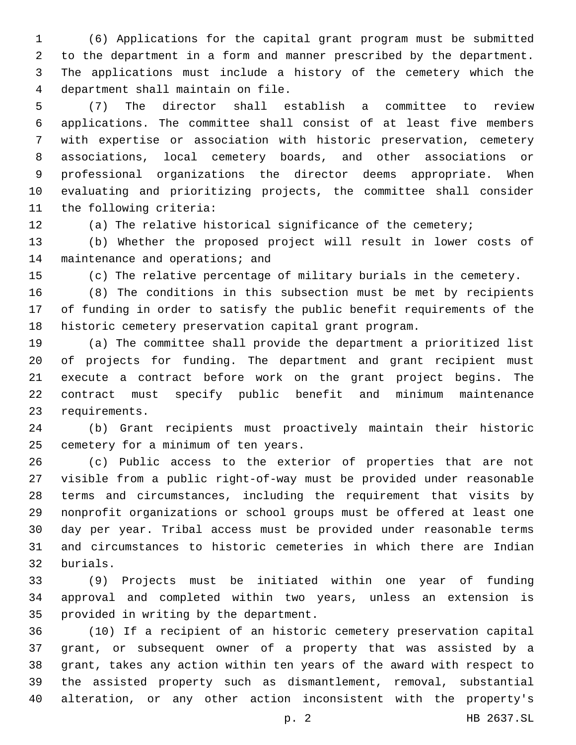(6) Applications for the capital grant program must be submitted to the department in a form and manner prescribed by the department. The applications must include a history of the cemetery which the department shall maintain on file.

(7) The director shall establish a committee to review applications. The committee shall consist of at least five members with expertise or association with historic preservation, cemetery associations, local cemetery boards, and other associations or professional organizations the director deems appropriate. When evaluating and prioritizing projects, the committee shall consider the following criteria:

(a) The relative historical significance of the cemetery;

(b) Whether the proposed project will result in lower costs of maintenance and operations; and

(c) The relative percentage of military burials in the cemetery.

(8) The conditions in this subsection must be met by recipients of funding in order to satisfy the public benefit requirements of the historic cemetery preservation capital grant program.

(a) The committee shall provide the department a prioritized list of projects for funding. The department and grant recipient must execute a contract before work on the grant project begins. The contract must specify public benefit and minimum maintenance requirements.

(b) Grant recipients must proactively maintain their historic cemetery for a minimum of ten years.

(c) Public access to the exterior of properties that are not visible from a public right-of-way must be provided under reasonable terms and circumstances, including the requirement that visits by nonprofit organizations or school groups must be offered at least one day per year. Tribal access must be provided under reasonable terms and circumstances to historic cemeteries in which there are Indian burials.

(9) Projects must be initiated within one year of funding approval and completed within two years, unless an extension is provided in writing by the department.

(10) If a recipient of an historic cemetery preservation capital grant, or subsequent owner of a property that was assisted by a grant, takes any action within ten years of the award with respect to the assisted property such as dismantlement, removal, substantial alteration, or any other action inconsistent with the property's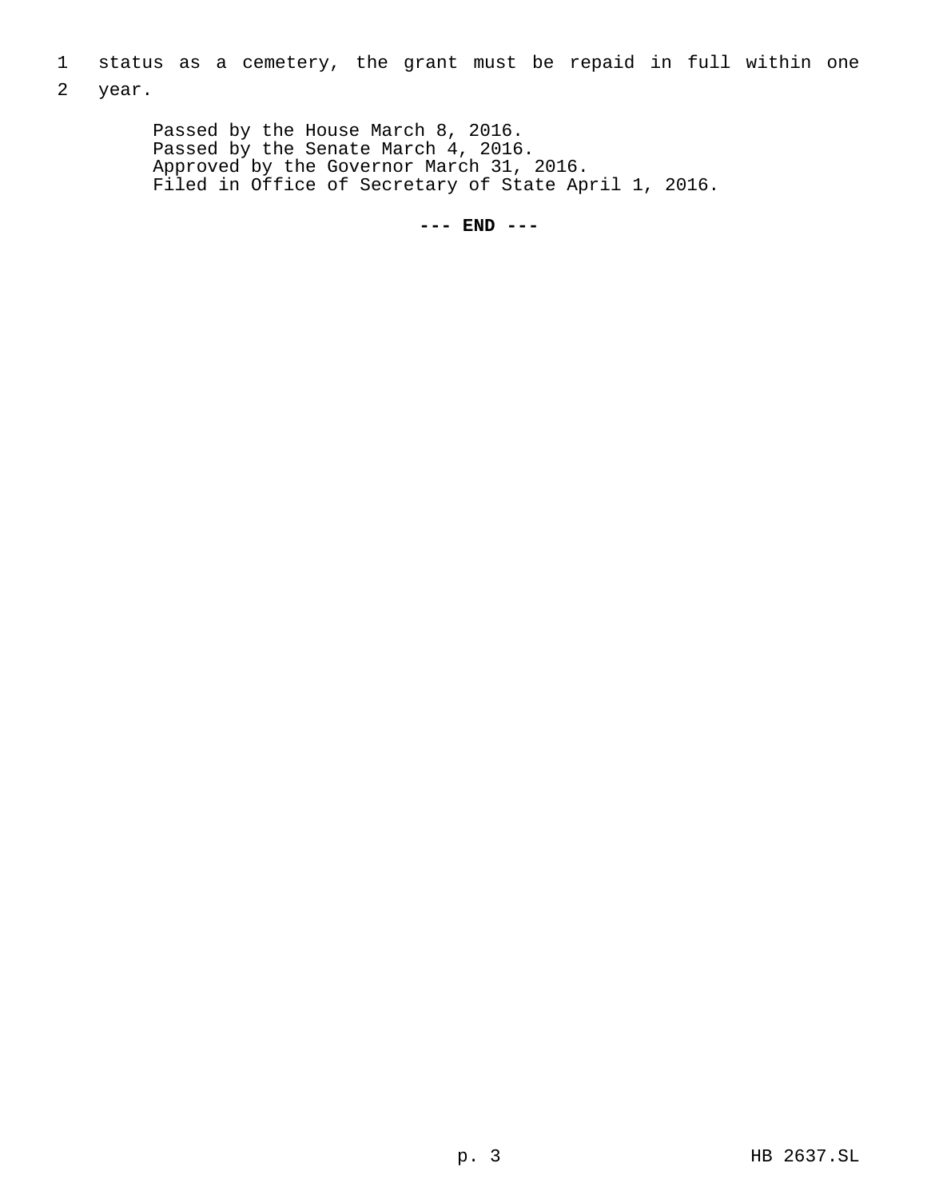status as a cemetery, the grant must be repaid in full within one year.

Passed by the House March 8, 2016.
Passed by the Senate March 4, 2016.
Approved by the Governor March 31, 2016.
Filed in Office of Secretary of State April 1, 2016.

**--- END ---**